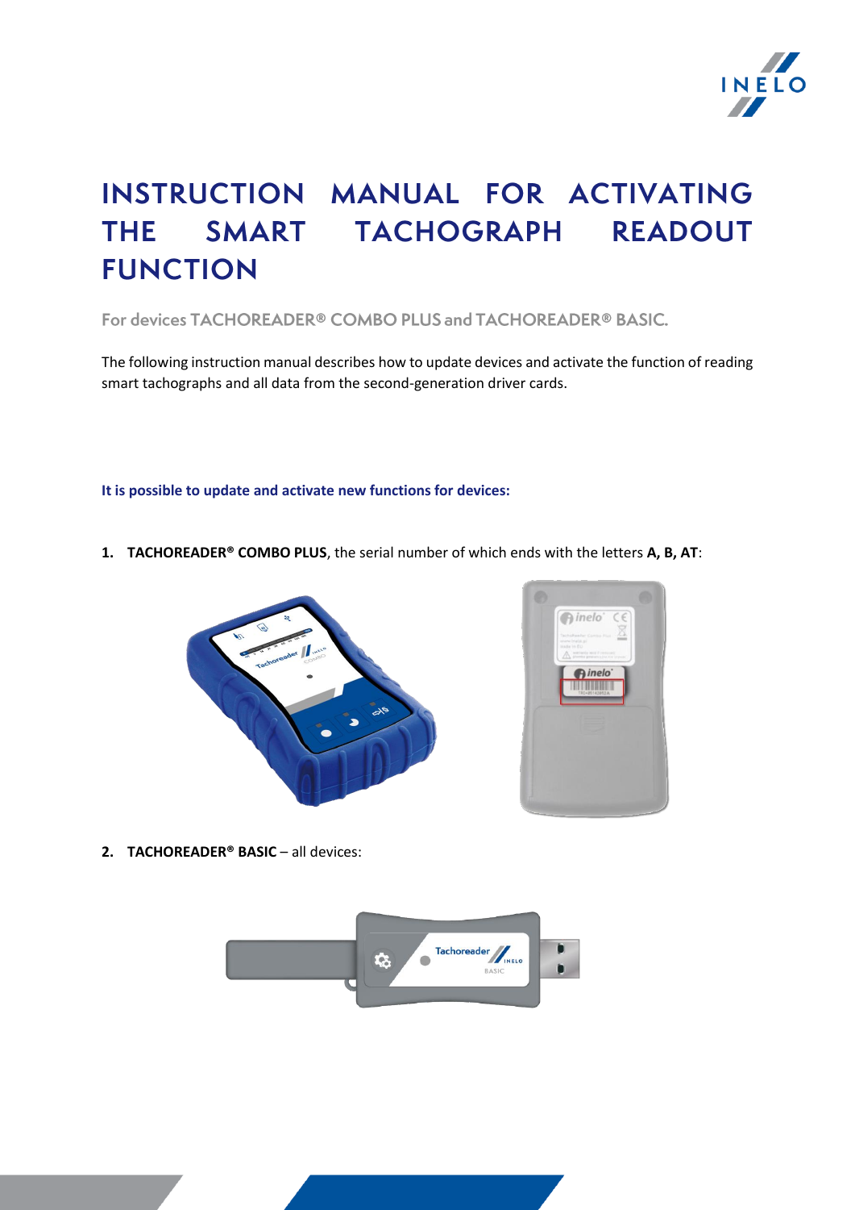# INSTRUCTION MANUAL FOR ACTIVATING THE SMART TACHOGRAPH READOUT FUNCTION

For devices TACHOREADER® COMBO PLUS and TACHOREADER® BASIC.

The following instruction manual describes how to update devices and activate the function of reading smart tachographs and all data from the second-generation driver cards.

**It is possible to update and activate new functions for devices:**

1. **TACHOREADER® COMBO PLUS**, the serial number of which ends with the letters **A, B, AT**:

2. **TACHOREADER® BASIC** – all devices: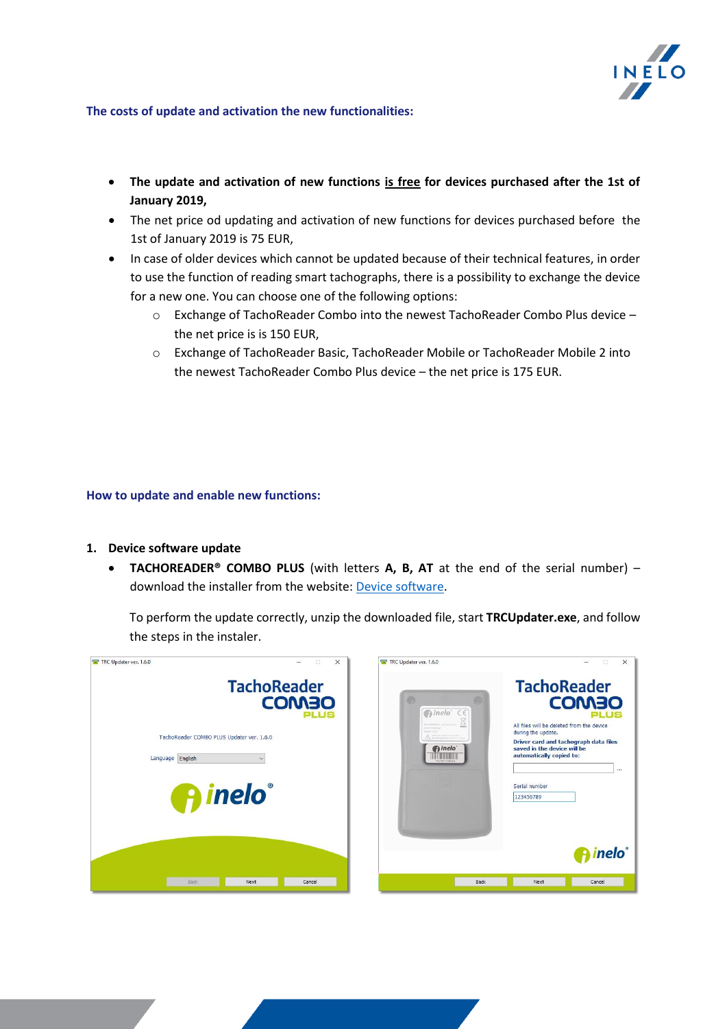**The costs of update and activation the new functionalities:**

- **The update and activation of new functions <u>is free</u> for devices purchased after the 1st of January 2019,**
- The net price od updating and activation of new functions for devices purchased before the 1st of January 2019 is 75 EUR,
- In case of older devices which cannot be updated because of their technical features, in order to use the function of reading smart tachographs, there is a possibility to exchange the device for a new one. You can choose one of the following options:
  - Exchange of TachoReader Combo into the newest TachoReader Combo Plus device – the net price is is 150 EUR,
  - Exchange of TachoReader Basic, TachoReader Mobile or TachoReader Mobile 2 into the newest TachoReader Combo Plus device – the net price is 175 EUR.

**How to update and enable new functions:**

1. **Device software update**
   - **TACHOREADER® COMBO PLUS** (with letters **A, B, AT** at the end of the serial number) – download the installer from the website: [Device software](Device software).

   To perform the update correctly, unzip the downloaded file, start **TRCUpdater.exe**, and follow the steps in the instaler.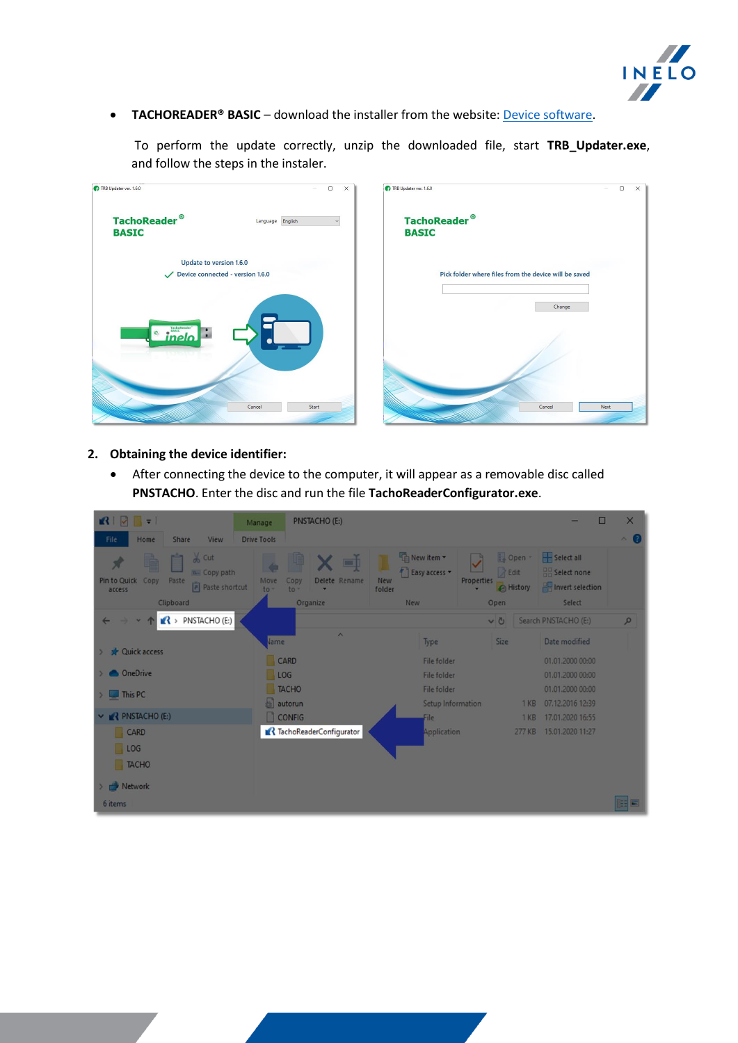- **TACHOREADER® BASIC** – download the installer from the website: [Device software](#).

  To perform the update correctly, unzip the downloaded file, start **TRB_Updater.exe**, and follow the steps in the instaler.

2. **Obtaining the device identifier:**
   - After connecting the device to the computer, it will appear as a removable disc called **PNSTACHO**. Enter the disc and run the file **TachoReaderConfigurator.exe**.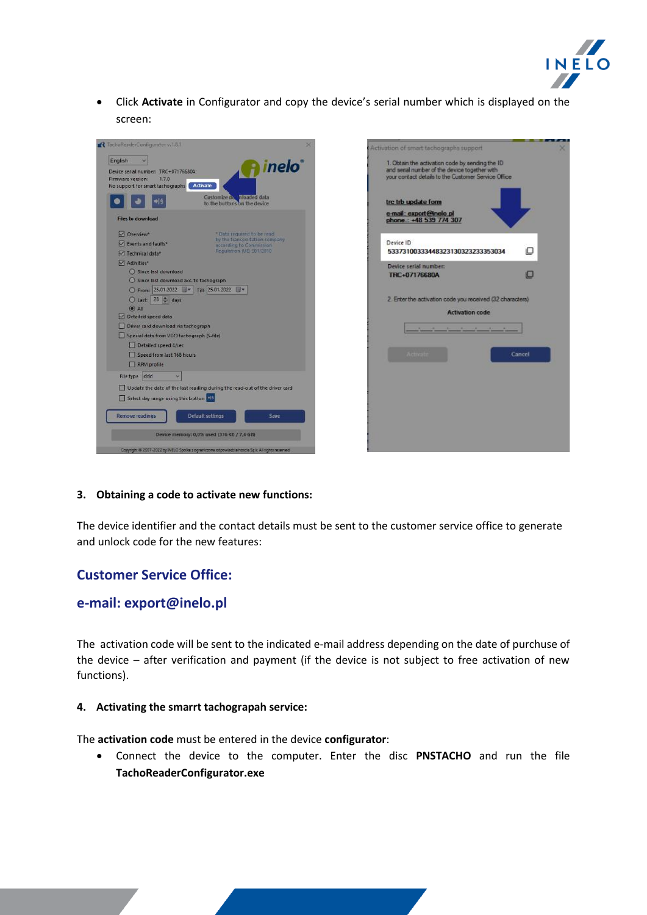- Click **Activate** in Configurator and copy the device's serial number which is displayed on the screen:

**3. Obtaining a code to activate new functions:**

The device identifier and the contact details must be sent to the customer service office to generate and unlock code for the new features:

## Customer Service Office:

## e-mail: export@inelo.pl

The activation code will be sent to the indicated e-mail address depending on the date of purchase of the device – after verification and payment (if the device is not subject to free activation of new functions).

**4. Activating the smarrt tachograpah service:**

The **activation code** must be entered in the device **configurator**:

- Connect the device to the computer. Enter the disc **PNSTACHO** and run the file **TachoReaderConfigurator.exe**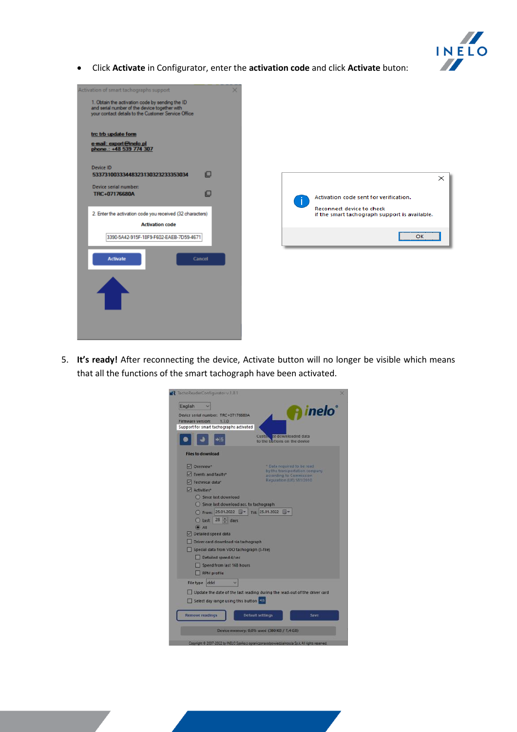- Click **Activate** in Configurator, enter the **activation code** and click **Activate** buton:

5. **It's ready!** After reconnecting the device, Activate button will no longer be visible which means that all the functions of the smart tachograph have been activated.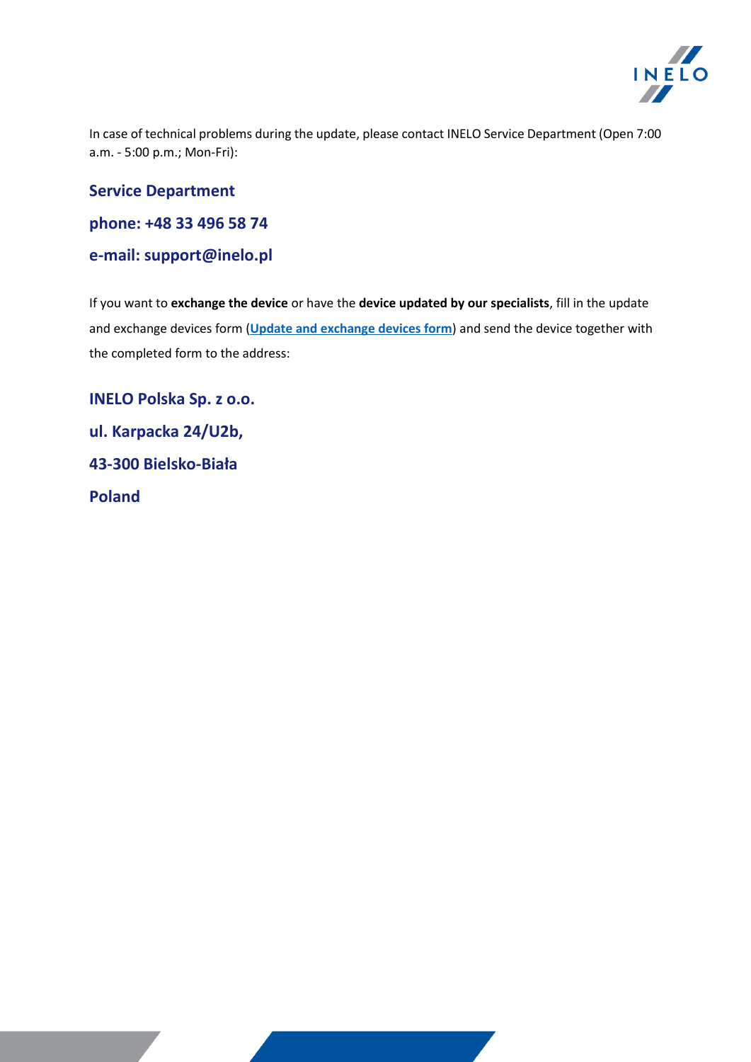In case of technical problems during the update, please contact INELO Service Department (Open 7:00 a.m. - 5:00 p.m.; Mon-Fri):

**Service Department**

**phone: +48 33 496 58 74**

**e-mail: support@inelo.pl**

If you want to **exchange the device** or have the **device updated by our specialists**, fill in the update and exchange devices form (**Update and exchange devices form**) and send the device together with the completed form to the address:

**INELO Polska Sp. z o.o.**

**ul. Karpacka 24/U2b,**

**43-300 Bielsko-Biała**

**Poland**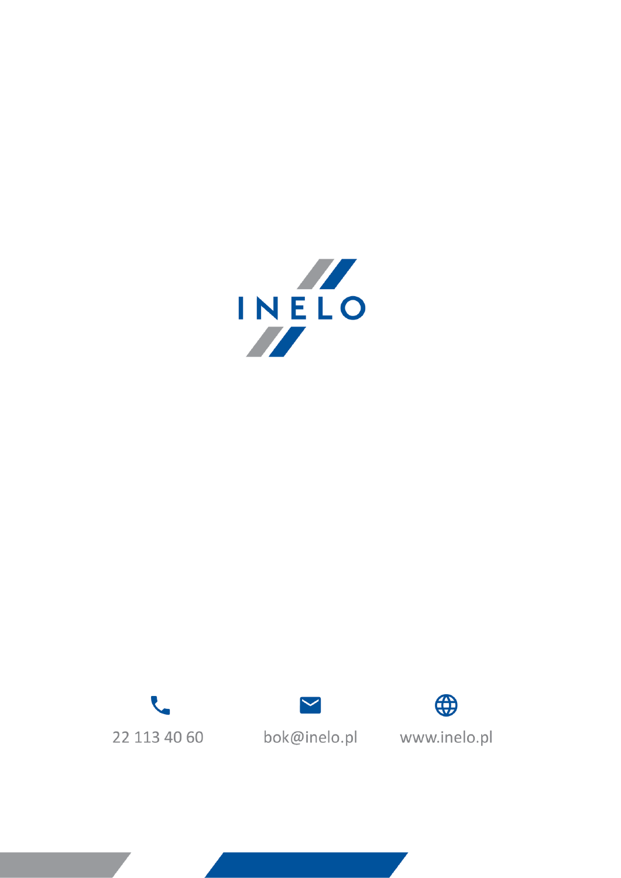INELO

22 113 40 60

bok@inelo.pl

www.inelo.pl